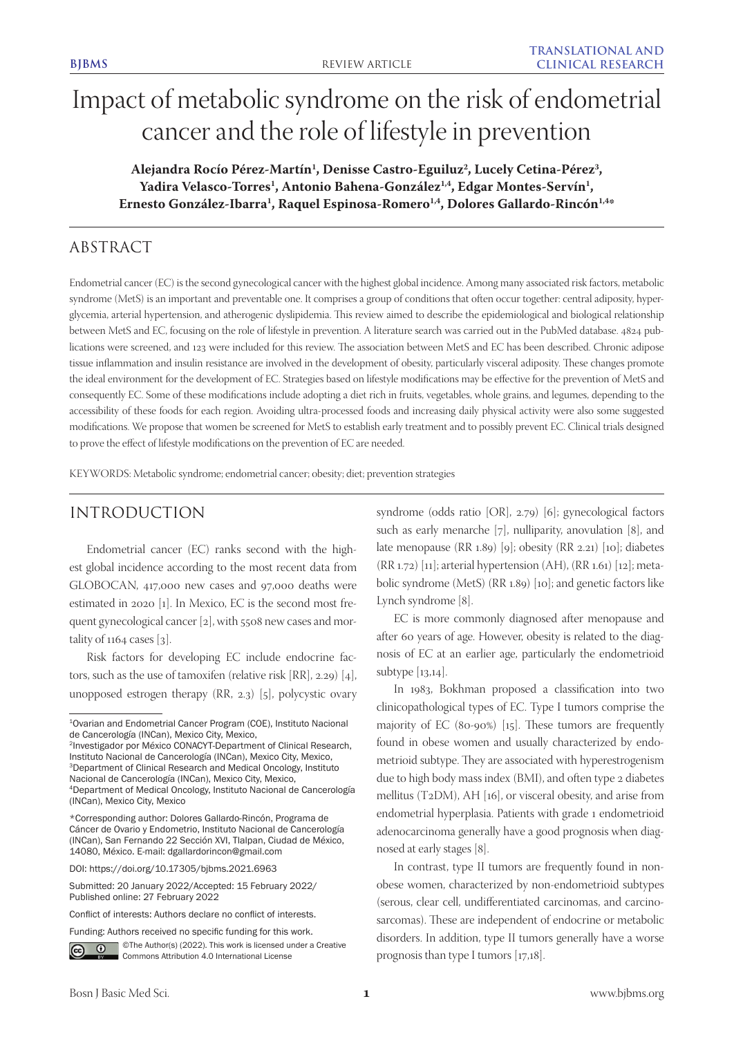# Impact of metabolic syndrome on the risk of endometrial cancer and the role of lifestyle in prevention

**Alejandra Rocío Pérez-Martín[1], Denisse Castro-Eguiluz[2], Lucely Cetina-Pérez[3], Yadira Velasco-Torres[1], Antonio Bahena-González[1,4], Edgar Montes-Servín[1], Ernesto González-Ibarra[1], Raquel Espinosa-Romero[1,4], Dolores Gallardo-Rincón[1,4*]**

## ABSTRACT

Endometrial cancer (EC) is the second gynecological cancer with the highest global incidence. Among many associated risk factors, metabolic syndrome (MetS) is an important and preventable one. It comprises a group of conditions that often occur together: central adiposity, hyperglycemia, arterial hypertension, and atherogenic dyslipidemia. This review aimed to describe the epidemiological and biological relationship between MetS and EC, focusing on the role of lifestyle in prevention. A literature search was carried out in the PubMed database. 4824 publications were screened, and 123 were included for this review. The association between MetS and EC has been described. Chronic adipose tissue inflammation and insulin resistance are involved in the development of obesity, particularly visceral adiposity. These changes promote the ideal environment for the development of EC. Strategies based on lifestyle modifications may be effective for the prevention of MetS and consequently EC. Some of these modifications include adopting a diet rich in fruits, vegetables, whole grains, and legumes, depending to the accessibility of these foods for each region. Avoiding ultra-processed foods and increasing daily physical activity were also some suggested modifications. We propose that women be screened for MetS to establish early treatment and to possibly prevent EC. Clinical trials designed to prove the effect of lifestyle modifications on the prevention of EC are needed.

KEYWORDS: Metabolic syndrome; endometrial cancer; obesity; diet; prevention strategies

## INTRODUCTION

Endometrial cancer (EC) ranks second with the highest global incidence according to the most recent data from GLOBOCAN, 417,000 new cases and 97,000 deaths were estimated in 2020 [1]. In Mexico, EC is the second most frequent gynecological cancer [2], with 5508 new cases and mortality of 1164 cases [3].

Risk factors for developing EC include endocrine factors, such as the use of tamoxifen (relative risk [RR], 2.29) [4], unopposed estrogen therapy (RR, 2.3) [5], polycystic ovary syndrome (odds ratio [OR], 2.79) [6]; gynecological factors such as early menarche [7], nulliparity, anovulation [8], and late menopause (RR 1.89) [9]; obesity (RR 2.21) [10]; diabetes (RR 1.72) [11]; arterial hypertension (AH), (RR 1.61) [12]; metabolic syndrome (MetS) (RR 1.89) [10]; and genetic factors like Lynch syndrome [8].

EC is more commonly diagnosed after menopause and after 60 years of age. However, obesity is related to the diagnosis of EC at an earlier age, particularly the endometrioid subtype [13,14].

In 1983, Bokhman proposed a classification into two clinicopathological types of EC. Type I tumors comprise the majority of EC (80-90%) [15]. These tumors are frequently found in obese women and usually characterized by endometrioid subtype. They are associated with hyperestrogenism due to high body mass index (BMI), and often type 2 diabetes mellitus (T2DM), AH [16], or visceral obesity, and arise from endometrial hyperplasia. Patients with grade 1 endometrioid adenocarcinoma generally have a good prognosis when diagnosed at early stages [8].

In contrast, type II tumors are frequently found in non-obese women, characterized by non-endometrioid subtypes (serous, clear cell, undifferentiated carcinomas, and carcinosarcomas). These are independent of endocrine or metabolic disorders. In addition, type II tumors generally have a worse prognosis than type I tumors [17,18].

---

[1]Ovarian and Endometrial Cancer Program (COE), Instituto Nacional de Cancerología (INCan), Mexico City, Mexico,
[2]Investigador por México CONACYT-Department of Clinical Research, Instituto Nacional de Cancerología (INCan), Mexico City, Mexico,
[3]Department of Clinical Research and Medical Oncology, Instituto Nacional de Cancerología (INCan), Mexico City, Mexico,
[4]Department of Medical Oncology, Instituto Nacional de Cancerología (INCan), Mexico City, Mexico

*Corresponding author: Dolores Gallardo-Rincón, Programa de Cáncer de Ovario y Endometrio, Instituto Nacional de Cancerología (INCan), San Fernando 22 Sección XVI, Tlalpan, Ciudad de México, 14080, México. E-mail: dgallardorincon@gmail.com

DOI: https://doi.org/10.17305/bjbms.2021.6963

Submitted: 20 January 2022/Accepted: 15 February 2022/ Published online: 27 February 2022

Conflict of interests: Authors declare no conflict of interests.

Funding: Authors received no specific funding for this work.

©The Author(s) (2022). This work is licensed under a Creative Commons Attribution 4.0 International License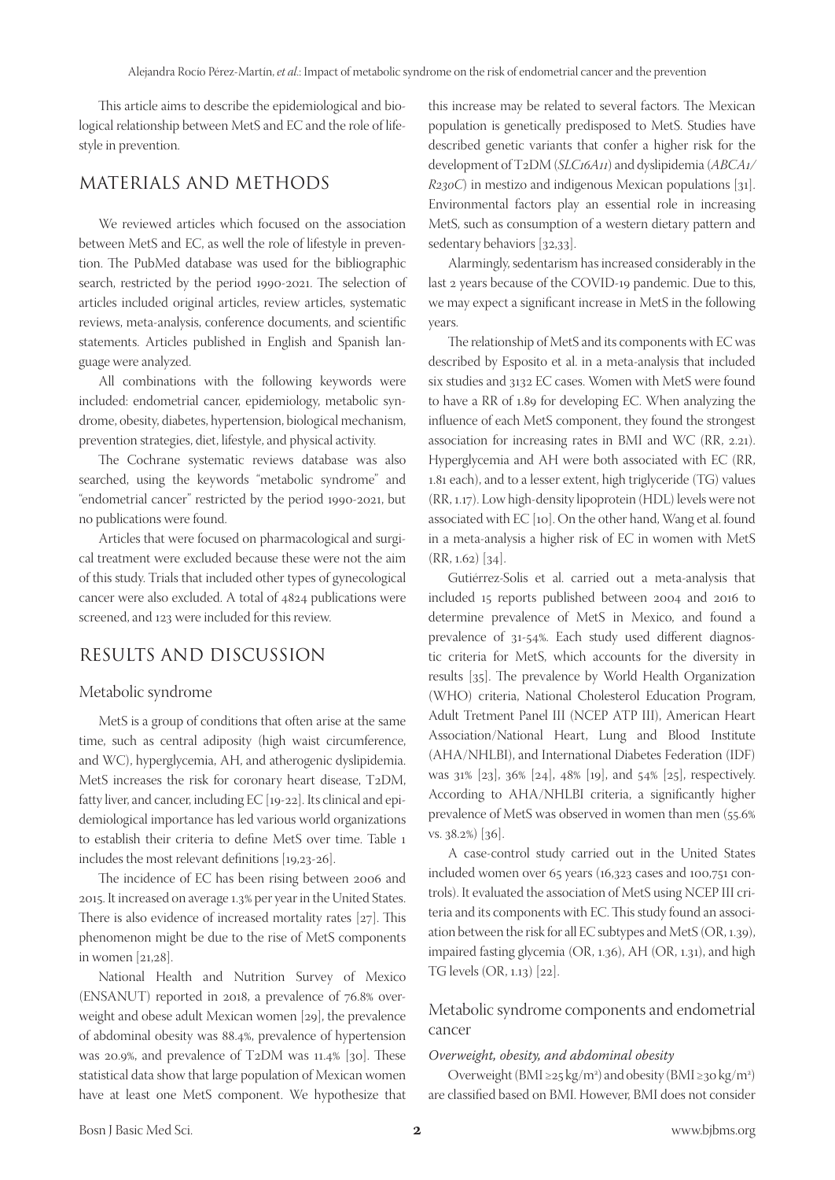This article aims to describe the epidemiological and biological relationship between MetS and EC and the role of lifestyle in prevention.

## MATERIALS AND METHODS

We reviewed articles which focused on the association between MetS and EC, as well the role of lifestyle in prevention. The PubMed database was used for the bibliographic search, restricted by the period 1990-2021. The selection of articles included original articles, review articles, systematic reviews, meta-analysis, conference documents, and scientific statements. Articles published in English and Spanish language were analyzed.

All combinations with the following keywords were included: endometrial cancer, epidemiology, metabolic syndrome, obesity, diabetes, hypertension, biological mechanism, prevention strategies, diet, lifestyle, and physical activity.

The Cochrane systematic reviews database was also searched, using the keywords "metabolic syndrome" and "endometrial cancer" restricted by the period 1990-2021, but no publications were found.

Articles that were focused on pharmacological and surgical treatment were excluded because these were not the aim of this study. Trials that included other types of gynecological cancer were also excluded. A total of 4824 publications were screened, and 123 were included for this review.

## RESULTS AND DISCUSSION

### Metabolic syndrome

MetS is a group of conditions that often arise at the same time, such as central adiposity (high waist circumference, and WC), hyperglycemia, AH, and atherogenic dyslipidemia. MetS increases the risk for coronary heart disease, T2DM, fatty liver, and cancer, including EC [19-22]. Its clinical and epidemiological importance has led various world organizations to establish their criteria to define MetS over time. Table 1 includes the most relevant definitions [19,23-26].

The incidence of EC has been rising between 2006 and 2015. It increased on average 1.3% per year in the United States. There is also evidence of increased mortality rates [27]. This phenomenon might be due to the rise of MetS components in women [21,28].

National Health and Nutrition Survey of Mexico (ENSANUT) reported in 2018, a prevalence of 76.8% overweight and obese adult Mexican women [29], the prevalence of abdominal obesity was 88.4%, prevalence of hypertension was 20.9%, and prevalence of T2DM was 11.4% [30]. These statistical data show that large population of Mexican women have at least one MetS component. We hypothesize that this increase may be related to several factors. The Mexican population is genetically predisposed to MetS. Studies have described genetic variants that confer a higher risk for the development of T2DM (*SLC16A11*) and dyslipidemia (*ABCA1/R230C*) in mestizo and indigenous Mexican populations [31]. Environmental factors play an essential role in increasing MetS, such as consumption of a western dietary pattern and sedentary behaviors [32,33].

Alarmingly, sedentarism has increased considerably in the last 2 years because of the COVID-19 pandemic. Due to this, we may expect a significant increase in MetS in the following years.

The relationship of MetS and its components with EC was described by Esposito et al. in a meta-analysis that included six studies and 3132 EC cases. Women with MetS were found to have a RR of 1.89 for developing EC. When analyzing the influence of each MetS component, they found the strongest association for increasing rates in BMI and WC (RR, 2.21). Hyperglycemia and AH were both associated with EC (RR, 1.81 each), and to a lesser extent, high triglyceride (TG) values (RR, 1.17). Low high-density lipoprotein (HDL) levels were not associated with EC [10]. On the other hand, Wang et al. found in a meta-analysis a higher risk of EC in women with MetS (RR, 1.62) [34].

Gutiérrez-Solis et al. carried out a meta-analysis that included 15 reports published between 2004 and 2016 to determine prevalence of MetS in Mexico, and found a prevalence of 31-54%. Each study used different diagnostic criteria for MetS, which accounts for the diversity in results [35]. The prevalence by World Health Organization (WHO) criteria, National Cholesterol Education Program, Adult Tretment Panel III (NCEP ATP III), American Heart Association/National Heart, Lung and Blood Institute (AHA/NHLBI), and International Diabetes Federation (IDF) was 31% [23], 36% [24], 48% [19], and 54% [25], respectively. According to AHA/NHLBI criteria, a significantly higher prevalence of MetS was observed in women than men (55.6% vs. 38.2%) [36].

A case-control study carried out in the United States included women over 65 years (16,323 cases and 100,751 controls). It evaluated the association of MetS using NCEP III criteria and its components with EC. This study found an association between the risk for all EC subtypes and MetS (OR, 1.39), impaired fasting glycemia (OR, 1.36), AH (OR, 1.31), and high TG levels (OR, 1.13) [22].

### Metabolic syndrome components and endometrial cancer

#### *Overweight, obesity, and abdominal obesity*

Overweight (BMI ≥25 kg/m$^2$) and obesity (BMI ≥30 kg/m$^2$) are classified based on BMI. However, BMI does not consider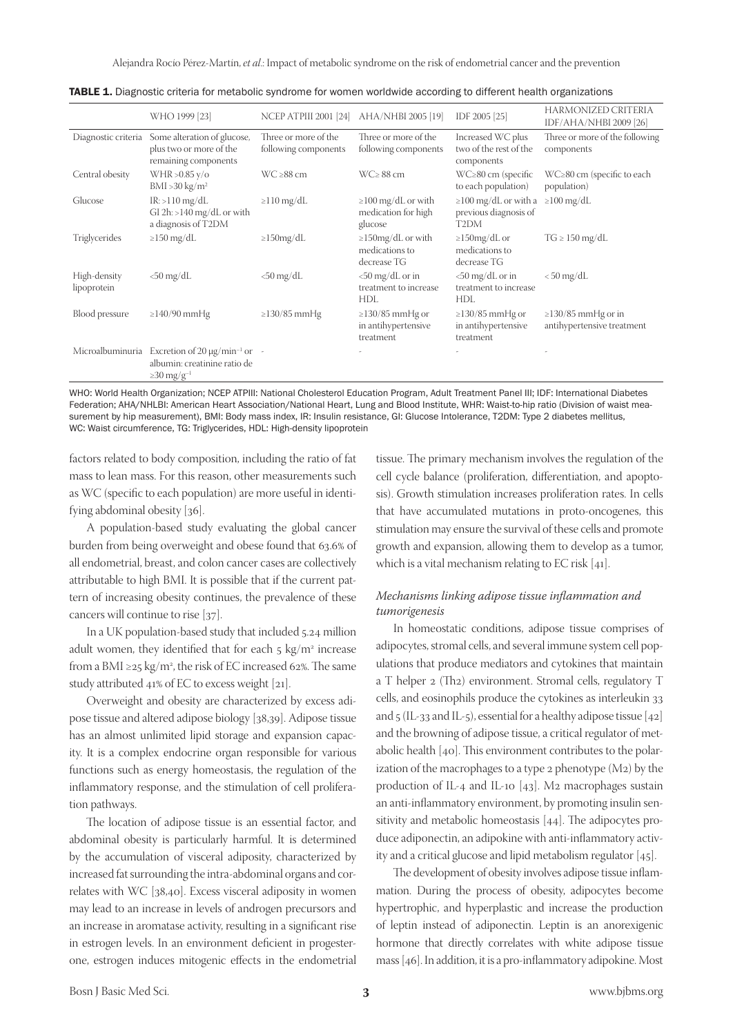**TABLE 1.** Diagnostic criteria for metabolic syndrome for women worldwide according to different health organizations

| | WHO 1999 [23] | NCEP ATPIII 2001 [24] | AHA/NHBI 2005 [19] | IDF 2005 [25] | HARMONIZED CRITERIA IDF/AHA/NHBI 2009 [26] |
|---|---|---|---|---|---|
| Diagnostic criteria | Some alteration of glucose, plus two or more of the remaining components | Three or more of the following components | Three or more of the following components | Increased WC plus two of the rest of the components | Three or more of the following components |
| Central obesity | WHR >0.85 y/o BMI >30 kg/m² | WC ≥88 cm | WC≥ 88 cm | WC≥80 cm (specific to each population) | WC≥80 cm (specific to each population) |
| Glucose | IR: >110 mg/dL GI 2h: >140 mg/dL or with a diagnosis of T2DM | ≥110 mg/dL | ≥100 mg/dL or with medication for high glucose | ≥100 mg/dL or with a previous diagnosis of T2DM | ≥100 mg/dL |
| Triglycerides | ≥150 mg/dL | ≥150mg/dL | ≥150mg/dL or with medications to decrease TG | ≥150mg/dL or medications to decrease TG | TG ≥ 150 mg/dL |
| High-density lipoprotein | <50 mg/dL | <50 mg/dL | <50 mg/dL or in treatment to increase HDL | <50 mg/dL or in treatment to increase HDL | < 50 mg/dL |
| Blood pressure | ≥140/90 mmHg | ≥130/85 mmHg | ≥130/85 mmHg or in antihypertensive treatment | ≥130/85 mmHg or in antihypertensive treatment | ≥130/85 mmHg or in antihypertensive treatment |
| Microalbuminuria | Excretion of 20 μg/min⁻¹ or albumin: creatinine ratio de ≥30 mg/g⁻¹ | - | - | - | - |

WHO: World Health Organization; NCEP ATPIII: National Cholesterol Education Program, Adult Treatment Panel III; IDF: International Diabetes Federation; AHA/NHLBI: American Heart Association/National Heart, Lung and Blood Institute, WHR: Waist-to-hip ratio (Division of waist measurement by hip measurement), BMI: Body mass index, IR: Insulin resistance, GI: Glucose Intolerance, T2DM: Type 2 diabetes mellitus, WC: Waist circumference, TG: Triglycerides, HDL: High-density lipoprotein

factors related to body composition, including the ratio of fat mass to lean mass. For this reason, other measurements such as WC (specific to each population) are more useful in identifying abdominal obesity [36].

A population-based study evaluating the global cancer burden from being overweight and obese found that 63.6% of all endometrial, breast, and colon cancer cases are collectively attributable to high BMI. It is possible that if the current pattern of increasing obesity continues, the prevalence of these cancers will continue to rise [37].

In a UK population-based study that included 5.24 million adult women, they identified that for each 5 kg/m² increase from a BMI ≥25 kg/m², the risk of EC increased 62%. The same study attributed 41% of EC to excess weight [21].

Overweight and obesity are characterized by excess adipose tissue and altered adipose biology [38,39]. Adipose tissue has an almost unlimited lipid storage and expansion capacity. It is a complex endocrine organ responsible for various functions such as energy homeostasis, the regulation of the inflammatory response, and the stimulation of cell proliferation pathways.

The location of adipose tissue is an essential factor, and abdominal obesity is particularly harmful. It is determined by the accumulation of visceral adiposity, characterized by increased fat surrounding the intra-abdominal organs and correlates with WC [38,40]. Excess visceral adiposity in women may lead to an increase in levels of androgen precursors and an increase in aromatase activity, resulting in a significant rise in estrogen levels. In an environment deficient in progesterone, estrogen induces mitogenic effects in the endometrial tissue. The primary mechanism involves the regulation of the cell cycle balance (proliferation, differentiation, and apoptosis). Growth stimulation increases proliferation rates. In cells that have accumulated mutations in proto-oncogenes, this stimulation may ensure the survival of these cells and promote growth and expansion, allowing them to develop as a tumor, which is a vital mechanism relating to EC risk [41].

### *Mechanisms linking adipose tissue inflammation and tumorigenesis*

In homeostatic conditions, adipose tissue comprises of adipocytes, stromal cells, and several immune system cell populations that produce mediators and cytokines that maintain a T helper 2 (Th2) environment. Stromal cells, regulatory T cells, and eosinophils produce the cytokines as interleukin 33 and 5 (IL-33 and IL-5), essential for a healthy adipose tissue [42] and the browning of adipose tissue, a critical regulator of metabolic health [40]. This environment contributes to the polarization of the macrophages to a type 2 phenotype (M2) by the production of IL-4 and IL-10 [43]. M2 macrophages sustain an anti-inflammatory environment, by promoting insulin sensitivity and metabolic homeostasis [44]. The adipocytes produce adiponectin, an adipokine with anti-inflammatory activity and a critical glucose and lipid metabolism regulator [45].

The development of obesity involves adipose tissue inflammation. During the process of obesity, adipocytes become hypertrophic, and hyperplastic and increase the production of leptin instead of adiponectin. Leptin is an anorexigenic hormone that directly correlates with white adipose tissue mass [46]. In addition, it is a pro-inflammatory adipokine. Most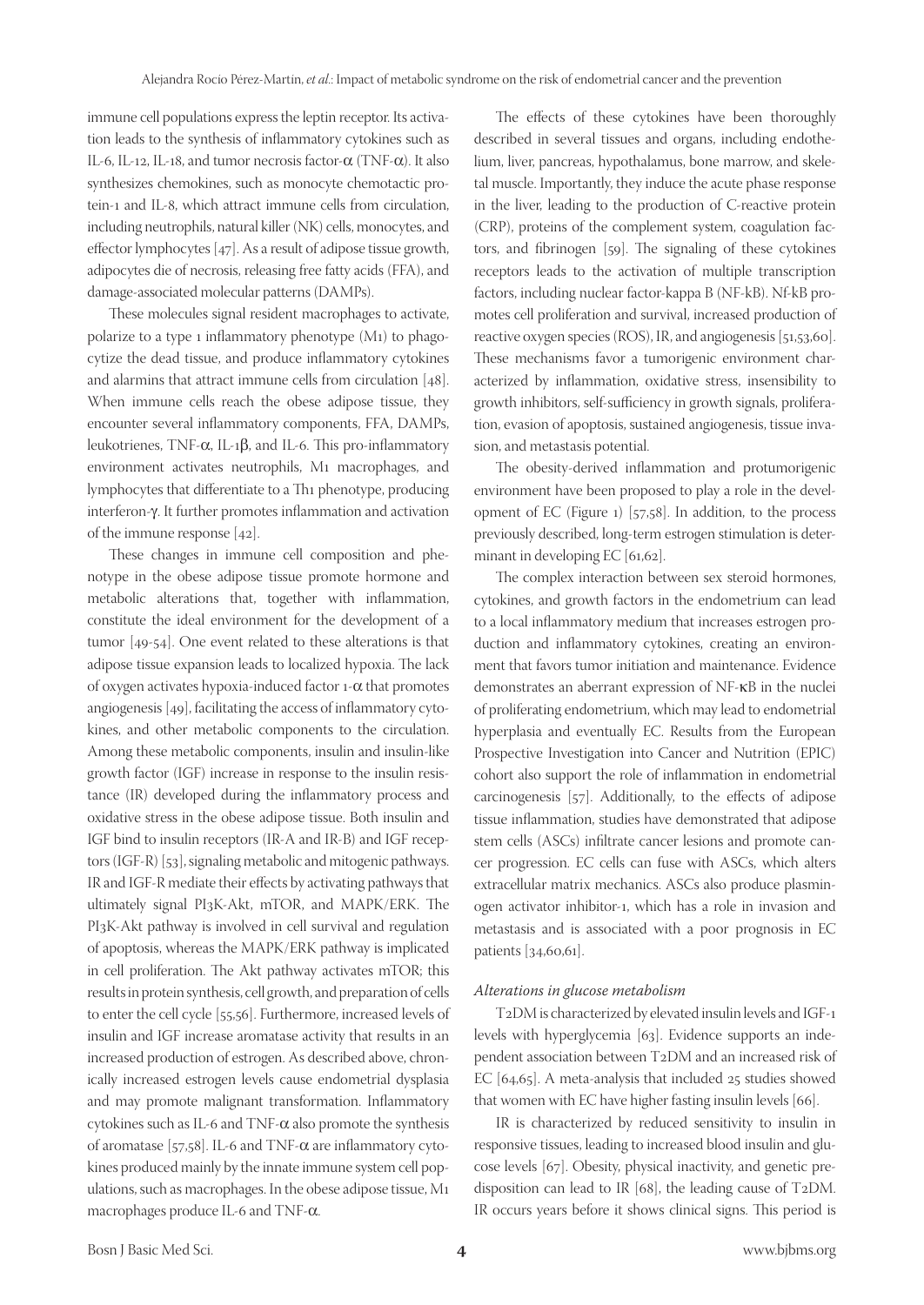immune cell populations express the leptin receptor. Its activation leads to the synthesis of inflammatory cytokines such as IL-6, IL-12, IL-18, and tumor necrosis factor-α (TNF-α). It also synthesizes chemokines, such as monocyte chemotactic protein-1 and IL-8, which attract immune cells from circulation, including neutrophils, natural killer (NK) cells, monocytes, and effector lymphocytes [47]. As a result of adipose tissue growth, adipocytes die of necrosis, releasing free fatty acids (FFA), and damage-associated molecular patterns (DAMPs).

These molecules signal resident macrophages to activate, polarize to a type 1 inflammatory phenotype (M1) to phagocytize the dead tissue, and produce inflammatory cytokines and alarmins that attract immune cells from circulation [48]. When immune cells reach the obese adipose tissue, they encounter several inflammatory components, FFA, DAMPs, leukotrienes, TNF-α, IL-1β, and IL-6. This pro-inflammatory environment activates neutrophils, M1 macrophages, and lymphocytes that differentiate to a Th1 phenotype, producing interferon-γ. It further promotes inflammation and activation of the immune response [42].

These changes in immune cell composition and phenotype in the obese adipose tissue promote hormone and metabolic alterations that, together with inflammation, constitute the ideal environment for the development of a tumor [49-54]. One event related to these alterations is that adipose tissue expansion leads to localized hypoxia. The lack of oxygen activates hypoxia-induced factor 1-α that promotes angiogenesis [49], facilitating the access of inflammatory cytokines, and other metabolic components to the circulation. Among these metabolic components, insulin and insulin-like growth factor (IGF) increase in response to the insulin resistance (IR) developed during the inflammatory process and oxidative stress in the obese adipose tissue. Both insulin and IGF bind to insulin receptors (IR-A and IR-B) and IGF receptors (IGF-R) [53], signaling metabolic and mitogenic pathways. IR and IGF-R mediate their effects by activating pathways that ultimately signal PI3K-Akt, mTOR, and MAPK/ERK. The PI3K-Akt pathway is involved in cell survival and regulation of apoptosis, whereas the MAPK/ERK pathway is implicated in cell proliferation. The Akt pathway activates mTOR; this results in protein synthesis, cell growth, and preparation of cells to enter the cell cycle [55,56]. Furthermore, increased levels of insulin and IGF increase aromatase activity that results in an increased production of estrogen. As described above, chronically increased estrogen levels cause endometrial dysplasia and may promote malignant transformation. Inflammatory cytokines such as IL-6 and TNF-α also promote the synthesis of aromatase [57,58]. IL-6 and TNF-α are inflammatory cytokines produced mainly by the innate immune system cell populations, such as macrophages. In the obese adipose tissue, M1 macrophages produce IL-6 and TNF-α.

The effects of these cytokines have been thoroughly described in several tissues and organs, including endothelium, liver, pancreas, hypothalamus, bone marrow, and skeletal muscle. Importantly, they induce the acute phase response in the liver, leading to the production of C-reactive protein (CRP), proteins of the complement system, coagulation factors, and fibrinogen [59]. The signaling of these cytokines receptors leads to the activation of multiple transcription factors, including nuclear factor-kappa B (NF-kB). Nf-kB promotes cell proliferation and survival, increased production of reactive oxygen species (ROS), IR, and angiogenesis [51,53,60]. These mechanisms favor a tumorigenic environment characterized by inflammation, oxidative stress, insensibility to growth inhibitors, self-sufficiency in growth signals, proliferation, evasion of apoptosis, sustained angiogenesis, tissue invasion, and metastasis potential.

The obesity-derived inflammation and protumorigenic environment have been proposed to play a role in the development of EC (Figure 1) [57,58]. In addition, to the process previously described, long-term estrogen stimulation is determinant in developing EC [61,62].

The complex interaction between sex steroid hormones, cytokines, and growth factors in the endometrium can lead to a local inflammatory medium that increases estrogen production and inflammatory cytokines, creating an environment that favors tumor initiation and maintenance. Evidence demonstrates an aberrant expression of NF-κB in the nuclei of proliferating endometrium, which may lead to endometrial hyperplasia and eventually EC. Results from the European Prospective Investigation into Cancer and Nutrition (EPIC) cohort also support the role of inflammation in endometrial carcinogenesis [57]. Additionally, to the effects of adipose tissue inflammation, studies have demonstrated that adipose stem cells (ASCs) infiltrate cancer lesions and promote cancer progression. EC cells can fuse with ASCs, which alters extracellular matrix mechanics. ASCs also produce plasminogen activator inhibitor-1, which has a role in invasion and metastasis and is associated with a poor prognosis in EC patients [34,60,61].

*Alterations in glucose metabolism*

T2DM is characterized by elevated insulin levels and IGF-1 levels with hyperglycemia [63]. Evidence supports an independent association between T2DM and an increased risk of EC [64,65]. A meta-analysis that included 25 studies showed that women with EC have higher fasting insulin levels [66].

IR is characterized by reduced sensitivity to insulin in responsive tissues, leading to increased blood insulin and glucose levels [67]. Obesity, physical inactivity, and genetic predisposition can lead to IR [68], the leading cause of T2DM. IR occurs years before it shows clinical signs. This period is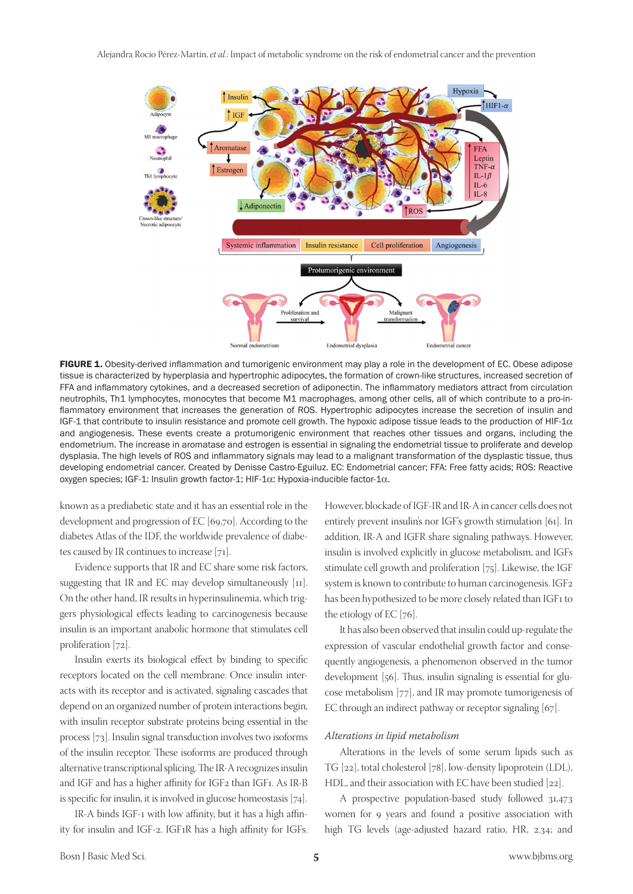**FIGURE 1.** Obesity-derived inflammation and tumorigenic environment may play a role in the development of EC. Obese adipose tissue is characterized by hyperplasia and hypertrophic adipocytes, the formation of crown-like structures, increased secretion of FFA and inflammatory cytokines, and a decreased secretion of adiponectin. The inflammatory mediators attract from circulation neutrophils, Th1 lymphocytes, monocytes that become M1 macrophages, among other cells, all of which contribute to a pro-inflammatory environment that increases the generation of ROS. Hypertrophic adipocytes increase the secretion of insulin and IGF-1 that contribute to insulin resistance and promote cell growth. The hypoxic adipose tissue leads to the production of HIF-1α and angiogenesis. These events create a protumorigenic environment that reaches other tissues and organs, including the endometrium. The increase in aromatase and estrogen is essential in signaling the endometrial tissue to proliferate and develop dysplasia. The high levels of ROS and inflammatory signals may lead to a malignant transformation of the dysplastic tissue, thus developing endometrial cancer. Created by Denisse Castro-Eguiluz. EC: Endometrial cancer; FFA: Free fatty acids; ROS: Reactive oxygen species; IGF-1: Insulin growth factor-1; HIF-1α: Hypoxia-inducible factor-1α.

known as a prediabetic state and it has an essential role in the development and progression of EC [69,70]. According to the diabetes Atlas of the IDF, the worldwide prevalence of diabetes caused by IR continues to increase [71].

Evidence supports that IR and EC share some risk factors, suggesting that IR and EC may develop simultaneously [11]. On the other hand, IR results in hyperinsulinemia, which triggers physiological effects leading to carcinogenesis because insulin is an important anabolic hormone that stimulates cell proliferation [72].

Insulin exerts its biological effect by binding to specific receptors located on the cell membrane. Once insulin interacts with its receptor and is activated, signaling cascades that depend on an organized number of protein interactions begin, with insulin receptor substrate proteins being essential in the process [73]. Insulin signal transduction involves two isoforms of the insulin receptor. These isoforms are produced through alternative transcriptional splicing. The IR-A recognizes insulin and IGF and has a higher affinity for IGF2 than IGF1. As IR-B is specific for insulin, it is involved in glucose homeostasis [74].

IR-A binds IGF-1 with low affinity, but it has a high affinity for insulin and IGF-2. IGF1R has a high affinity for IGFs. However, blockade of IGF-IR and IR-A in cancer cells does not entirely prevent insulin's nor IGF's growth stimulation [61]. In addition, IR-A and IGFR share signaling pathways. However, insulin is involved explicitly in glucose metabolism, and IGFs stimulate cell growth and proliferation [75]. Likewise, the IGF system is known to contribute to human carcinogenesis. IGF2 has been hypothesized to be more closely related than IGF1 to the etiology of EC [76].

It has also been observed that insulin could up-regulate the expression of vascular endothelial growth factor and consequently angiogenesis, a phenomenon observed in the tumor development [56]. Thus, insulin signaling is essential for glucose metabolism [77], and IR may promote tumorigenesis of EC through an indirect pathway or receptor signaling [67].

### *Alterations in lipid metabolism*

Alterations in the levels of some serum lipids such as TG [22], total cholesterol [78], low-density lipoprotein (LDL), HDL, and their association with EC have been studied [22].

A prospective population-based study followed 31,473 women for 9 years and found a positive association with high TG levels (age-adjusted hazard ratio, HR, 2.34; and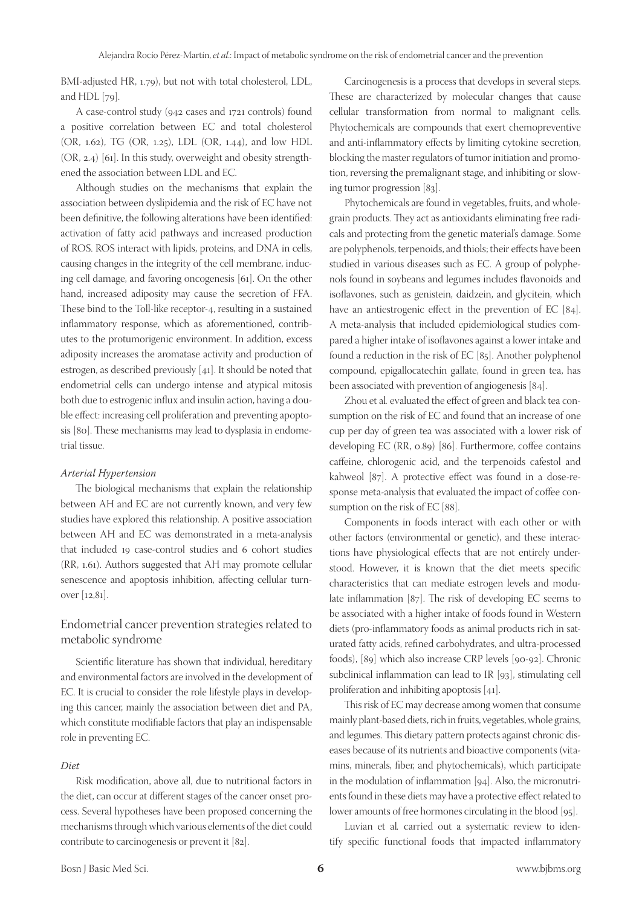BMI-adjusted HR, 1.79), but not with total cholesterol, LDL, and HDL [79].

A case-control study (942 cases and 1721 controls) found a positive correlation between EC and total cholesterol (OR, 1.62), TG (OR, 1.25), LDL (OR, 1.44), and low HDL (OR, 2.4) [61]. In this study, overweight and obesity strengthened the association between LDL and EC.

Although studies on the mechanisms that explain the association between dyslipidemia and the risk of EC have not been definitive, the following alterations have been identified: activation of fatty acid pathways and increased production of ROS. ROS interact with lipids, proteins, and DNA in cells, causing changes in the integrity of the cell membrane, inducing cell damage, and favoring oncogenesis [61]. On the other hand, increased adiposity may cause the secretion of FFA. These bind to the Toll-like receptor-4, resulting in a sustained inflammatory response, which as aforementioned, contributes to the protumorigenic environment. In addition, excess adiposity increases the aromatase activity and production of estrogen, as described previously [41]. It should be noted that endometrial cells can undergo intense and atypical mitosis both due to estrogenic influx and insulin action, having a double effect: increasing cell proliferation and preventing apoptosis [80]. These mechanisms may lead to dysplasia in endometrial tissue.

#### *Arterial Hypertension*

The biological mechanisms that explain the relationship between AH and EC are not currently known, and very few studies have explored this relationship. A positive association between AH and EC was demonstrated in a meta-analysis that included 19 case-control studies and 6 cohort studies (RR, 1.61). Authors suggested that AH may promote cellular senescence and apoptosis inhibition, affecting cellular turnover [12,81].

## Endometrial cancer prevention strategies related to metabolic syndrome

Scientific literature has shown that individual, hereditary and environmental factors are involved in the development of EC. It is crucial to consider the role lifestyle plays in developing this cancer, mainly the association between diet and PA, which constitute modifiable factors that play an indispensable role in preventing EC.

#### *Diet*

Risk modification, above all, due to nutritional factors in the diet, can occur at different stages of the cancer onset process. Several hypotheses have been proposed concerning the mechanisms through which various elements of the diet could contribute to carcinogenesis or prevent it [82].

Carcinogenesis is a process that develops in several steps. These are characterized by molecular changes that cause cellular transformation from normal to malignant cells. Phytochemicals are compounds that exert chemopreventive and anti-inflammatory effects by limiting cytokine secretion, blocking the master regulators of tumor initiation and promotion, reversing the premalignant stage, and inhibiting or slowing tumor progression [83].

Phytochemicals are found in vegetables, fruits, and whole-grain products. They act as antioxidants eliminating free radicals and protecting from the genetic material's damage. Some are polyphenols, terpenoids, and thiols; their effects have been studied in various diseases such as EC. A group of polyphenols found in soybeans and legumes includes flavonoids and isoflavones, such as genistein, daidzein, and glycitein, which have an antiestrogenic effect in the prevention of EC [84]. A meta-analysis that included epidemiological studies compared a higher intake of isoflavones against a lower intake and found a reduction in the risk of EC [85]. Another polyphenol compound, epigallocatechin gallate, found in green tea, has been associated with prevention of angiogenesis [84].

Zhou et al. evaluated the effect of green and black tea consumption on the risk of EC and found that an increase of one cup per day of green tea was associated with a lower risk of developing EC (RR, 0.89) [86]. Furthermore, coffee contains caffeine, chlorogenic acid, and the terpenoids cafestol and kahweol [87]. A protective effect was found in a dose-response meta-analysis that evaluated the impact of coffee consumption on the risk of EC [88].

Components in foods interact with each other or with other factors (environmental or genetic), and these interactions have physiological effects that are not entirely understood. However, it is known that the diet meets specific characteristics that can mediate estrogen levels and modulate inflammation [87]. The risk of developing EC seems to be associated with a higher intake of foods found in Western diets (pro-inflammatory foods as animal products rich in saturated fatty acids, refined carbohydrates, and ultra-processed foods), [89] which also increase CRP levels [90-92]. Chronic subclinical inflammation can lead to IR [93], stimulating cell proliferation and inhibiting apoptosis [41].

This risk of EC may decrease among women that consume mainly plant-based diets, rich in fruits, vegetables, whole grains, and legumes. This dietary pattern protects against chronic diseases because of its nutrients and bioactive components (vitamins, minerals, fiber, and phytochemicals), which participate in the modulation of inflammation [94]. Also, the micronutrients found in these diets may have a protective effect related to lower amounts of free hormones circulating in the blood [95].

Luvian et al. carried out a systematic review to identify specific functional foods that impacted inflammatory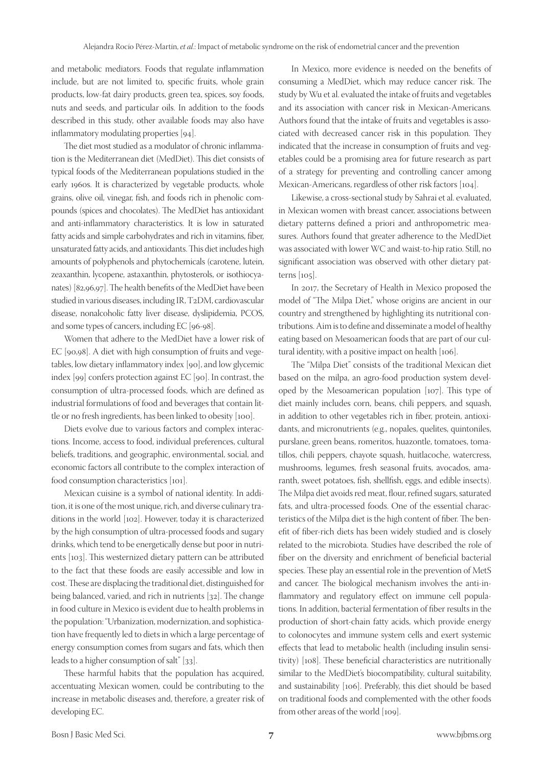and metabolic mediators. Foods that regulate inflammation include, but are not limited to, specific fruits, whole grain products, low-fat dairy products, green tea, spices, soy foods, nuts and seeds, and particular oils. In addition to the foods described in this study, other available foods may also have inflammatory modulating properties [94].

The diet most studied as a modulator of chronic inflammation is the Mediterranean diet (MedDiet). This diet consists of typical foods of the Mediterranean populations studied in the early 1960s. It is characterized by vegetable products, whole grains, olive oil, vinegar, fish, and foods rich in phenolic compounds (spices and chocolates). The MedDiet has antioxidant and anti-inflammatory characteristics. It is low in saturated fatty acids and simple carbohydrates and rich in vitamins, fiber, unsaturated fatty acids, and antioxidants. This diet includes high amounts of polyphenols and phytochemicals (carotene, lutein, zeaxanthin, lycopene, astaxanthin, phytosterols, or isothiocyanates) [82,96,97]. The health benefits of the MedDiet have been studied in various diseases, including IR, T2DM, cardiovascular disease, nonalcoholic fatty liver disease, dyslipidemia, PCOS, and some types of cancers, including EC [96-98].

Women that adhere to the MedDiet have a lower risk of EC [90,98]. A diet with high consumption of fruits and vegetables, low dietary inflammatory index [90], and low glycemic index [99] confers protection against EC [90]. In contrast, the consumption of ultra-processed foods, which are defined as industrial formulations of food and beverages that contain little or no fresh ingredients, has been linked to obesity [100].

Diets evolve due to various factors and complex interactions. Income, access to food, individual preferences, cultural beliefs, traditions, and geographic, environmental, social, and economic factors all contribute to the complex interaction of food consumption characteristics [101].

Mexican cuisine is a symbol of national identity. In addition, it is one of the most unique, rich, and diverse culinary traditions in the world [102]. However, today it is characterized by the high consumption of ultra-processed foods and sugary drinks, which tend to be energetically dense but poor in nutrients [103]. This westernized dietary pattern can be attributed to the fact that these foods are easily accessible and low in cost. These are displacing the traditional diet, distinguished for being balanced, varied, and rich in nutrients [32]. The change in food culture in Mexico is evident due to health problems in the population: "Urbanization, modernization, and sophistication have frequently led to diets in which a large percentage of energy consumption comes from sugars and fats, which then leads to a higher consumption of salt" [33].

These harmful habits that the population has acquired, accentuating Mexican women, could be contributing to the increase in metabolic diseases and, therefore, a greater risk of developing EC.

In Mexico, more evidence is needed on the benefits of consuming a MedDiet, which may reduce cancer risk. The study by Wu et al. evaluated the intake of fruits and vegetables and its association with cancer risk in Mexican-Americans. Authors found that the intake of fruits and vegetables is associated with decreased cancer risk in this population. They indicated that the increase in consumption of fruits and vegetables could be a promising area for future research as part of a strategy for preventing and controlling cancer among Mexican-Americans, regardless of other risk factors [104].

Likewise, a cross-sectional study by Sahrai et al. evaluated, in Mexican women with breast cancer, associations between dietary patterns defined a priori and anthropometric measures. Authors found that greater adherence to the MedDiet was associated with lower WC and waist-to-hip ratio. Still, no significant association was observed with other dietary patterns [105].

In 2017, the Secretary of Health in Mexico proposed the model of "The Milpa Diet," whose origins are ancient in our country and strengthened by highlighting its nutritional contributions. Aim is to define and disseminate a model of healthy eating based on Mesoamerican foods that are part of our cultural identity, with a positive impact on health [106].

The "Milpa Diet" consists of the traditional Mexican diet based on the milpa, an agro-food production system developed by the Mesoamerican population [107]. This type of diet mainly includes corn, beans, chili peppers, and squash, in addition to other vegetables rich in fiber, protein, antioxidants, and micronutrients (e.g., nopales, quelites, quintoniles, purslane, green beans, romeritos, huazontle, tomatoes, tomatillos, chili peppers, chayote squash, huitlacoche, watercress, mushrooms, legumes, fresh seasonal fruits, avocados, amaranth, sweet potatoes, fish, shellfish, eggs, and edible insects). The Milpa diet avoids red meat, flour, refined sugars, saturated fats, and ultra-processed foods. One of the essential characteristics of the Milpa diet is the high content of fiber. The benefit of fiber-rich diets has been widely studied and is closely related to the microbiota. Studies have described the role of fiber on the diversity and enrichment of beneficial bacterial species. These play an essential role in the prevention of MetS and cancer. The biological mechanism involves the anti-inflammatory and regulatory effect on immune cell populations. In addition, bacterial fermentation of fiber results in the production of short-chain fatty acids, which provide energy to colonocytes and immune system cells and exert systemic effects that lead to metabolic health (including insulin sensitivity) [108]. These beneficial characteristics are nutritionally similar to the MedDiet's biocompatibility, cultural suitability, and sustainability [106]. Preferably, this diet should be based on traditional foods and complemented with the other foods from other areas of the world [109].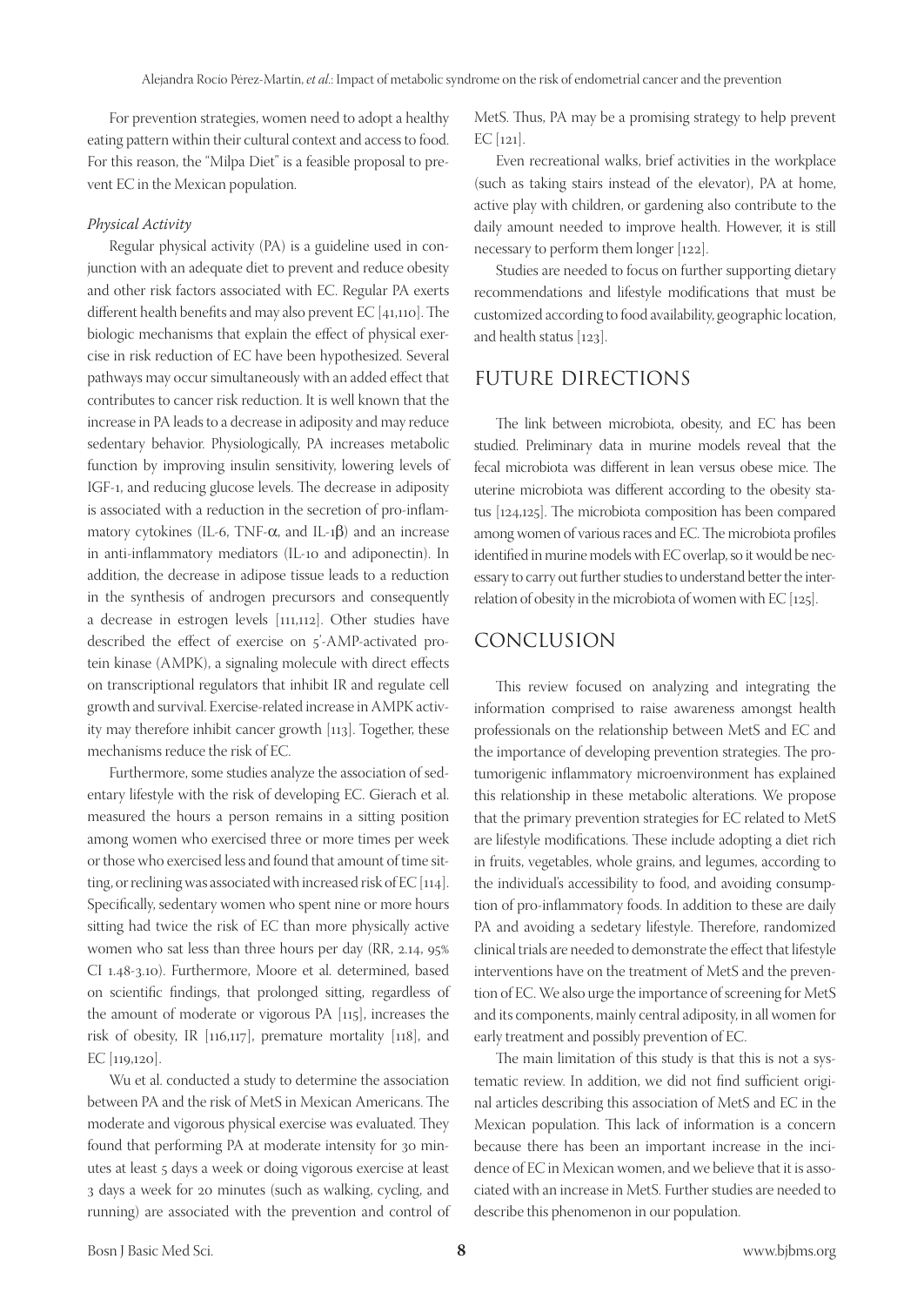For prevention strategies, women need to adopt a healthy eating pattern within their cultural context and access to food. For this reason, the "Milpa Diet" is a feasible proposal to prevent EC in the Mexican population.

*Physical Activity*

Regular physical activity (PA) is a guideline used in conjunction with an adequate diet to prevent and reduce obesity and other risk factors associated with EC. Regular PA exerts different health benefits and may also prevent EC [41,110]. The biologic mechanisms that explain the effect of physical exercise in risk reduction of EC have been hypothesized. Several pathways may occur simultaneously with an added effect that contributes to cancer risk reduction. It is well known that the increase in PA leads to a decrease in adiposity and may reduce sedentary behavior. Physiologically, PA increases metabolic function by improving insulin sensitivity, lowering levels of IGF-1, and reducing glucose levels. The decrease in adiposity is associated with a reduction in the secretion of pro-inflammatory cytokines (IL-6, TNF-$\alpha$, and IL-1$\beta$) and an increase in anti-inflammatory mediators (IL-10 and adiponectin). In addition, the decrease in adipose tissue leads to a reduction in the synthesis of androgen precursors and consequently a decrease in estrogen levels [111,112]. Other studies have described the effect of exercise on 5'-AMP-activated protein kinase (AMPK), a signaling molecule with direct effects on transcriptional regulators that inhibit IR and regulate cell growth and survival. Exercise-related increase in AMPK activity may therefore inhibit cancer growth [113]. Together, these mechanisms reduce the risk of EC.

Furthermore, some studies analyze the association of sedentary lifestyle with the risk of developing EC. Gierach et al. measured the hours a person remains in a sitting position among women who exercised three or more times per week or those who exercised less and found that amount of time sitting, or reclining was associated with increased risk of EC [114]. Specifically, sedentary women who spent nine or more hours sitting had twice the risk of EC than more physically active women who sat less than three hours per day (RR, 2.14, 95% CI 1.48-3.10). Furthermore, Moore et al. determined, based on scientific findings, that prolonged sitting, regardless of the amount of moderate or vigorous PA [115], increases the risk of obesity, IR [116,117], premature mortality [118], and EC [119,120].

Wu et al. conducted a study to determine the association between PA and the risk of MetS in Mexican Americans. The moderate and vigorous physical exercise was evaluated. They found that performing PA at moderate intensity for 30 minutes at least 5 days a week or doing vigorous exercise at least 3 days a week for 20 minutes (such as walking, cycling, and running) are associated with the prevention and control of MetS. Thus, PA may be a promising strategy to help prevent EC [121].

Even recreational walks, brief activities in the workplace (such as taking stairs instead of the elevator), PA at home, active play with children, or gardening also contribute to the daily amount needed to improve health. However, it is still necessary to perform them longer [122].

Studies are needed to focus on further supporting dietary recommendations and lifestyle modifications that must be customized according to food availability, geographic location, and health status [123].

## FUTURE DIRECTIONS

The link between microbiota, obesity, and EC has been studied. Preliminary data in murine models reveal that the fecal microbiota was different in lean versus obese mice. The uterine microbiota was different according to the obesity status [124,125]. The microbiota composition has been compared among women of various races and EC. The microbiota profiles identified in murine models with EC overlap, so it would be necessary to carry out further studies to understand better the interrelation of obesity in the microbiota of women with EC [125].

## CONCLUSION

This review focused on analyzing and integrating the information comprised to raise awareness amongst health professionals on the relationship between MetS and EC and the importance of developing prevention strategies. The protumorigenic inflammatory microenvironment has explained this relationship in these metabolic alterations. We propose that the primary prevention strategies for EC related to MetS are lifestyle modifications. These include adopting a diet rich in fruits, vegetables, whole grains, and legumes, according to the individual's accessibility to food, and avoiding consumption of pro-inflammatory foods. In addition to these are daily PA and avoiding a sedetary lifestyle. Therefore, randomized clinical trials are needed to demonstrate the effect that lifestyle interventions have on the treatment of MetS and the prevention of EC. We also urge the importance of screening for MetS and its components, mainly central adiposity, in all women for early treatment and possibly prevention of EC.

The main limitation of this study is that this is not a systematic review. In addition, we did not find sufficient original articles describing this association of MetS and EC in the Mexican population. This lack of information is a concern because there has been an important increase in the incidence of EC in Mexican women, and we believe that it is associated with an increase in MetS. Further studies are needed to describe this phenomenon in our population.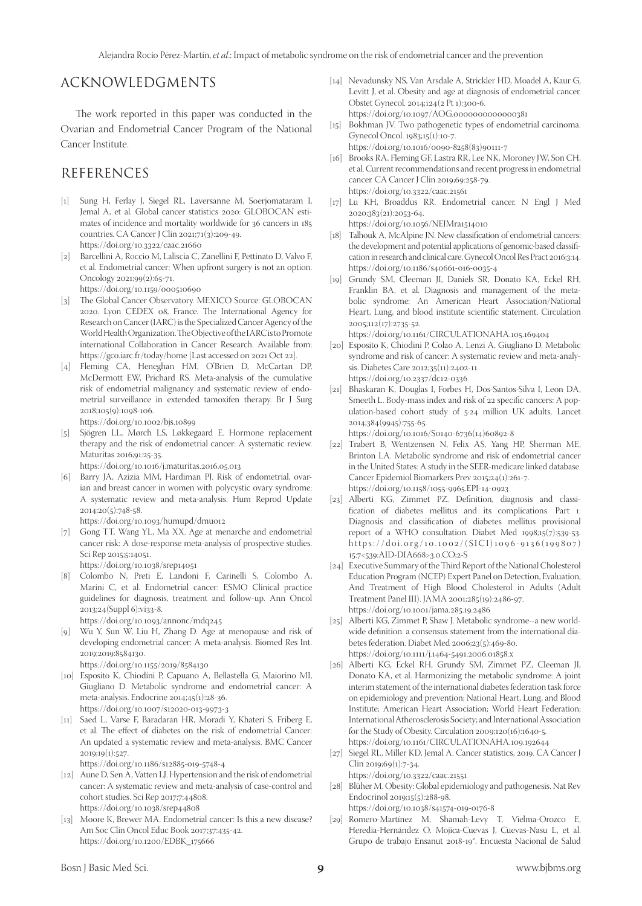## ACKNOWLEDGMENTS

The work reported in this paper was conducted in the Ovarian and Endometrial Cancer Program of the National Cancer Institute.

## REFERENCES

[1] Sung H, Ferlay J, Siegel RL, Laversanne M, Soerjomataram I, Jemal A, et al. Global cancer statistics 2020: GLOBOCAN estimates of incidence and mortality worldwide for 36 cancers in 185 countries. CA Cancer J Clin 2021;71(3):209-49. https://doi.org/10.3322/caac.21660

[2] Barcellini A, Roccio M, Laliscia C, Zanellini F, Pettinato D, Valvo F, et al. Endometrial cancer: When upfront surgery is not an option. Oncology 2021;99(2):65-71. https://doi.org/10.1159/000510690

[3] The Global Cancer Observatory. MEXICO Source: GLOBOCAN 2020. Lyon CEDEX 08, France. The International Agency for Research on Cancer (IARC) is the Specialized Cancer Agency of the World Health Organization. The Objective of the IARC is to Promote international Collaboration in Cancer Research. Available from: https://gco.iarc.fr/today/home [Last accessed on 2021 Oct 22].

[4] Fleming CA, Heneghan HM, O'Brien D, McCartan DP, McDermott EW, Prichard RS. Meta-analysis of the cumulative risk of endometrial malignancy and systematic review of endometrial surveillance in extended tamoxifen therapy. Br J Surg 2018;105(9):1098-106. https://doi.org/10.1002/bjs.10899

[5] Sjögren LL, Mørch LS, Løkkegaard E. Hormone replacement therapy and the risk of endometrial cancer: A systematic review. Maturitas 2016;91:25-35. https://doi.org/10.1016/j.maturitas.2016.05.013

[6] Barry JA, Azizia MM, Hardiman PJ. Risk of endometrial, ovarian and breast cancer in women with polycystic ovary syndrome: A systematic review and meta-analysis. Hum Reprod Update 2014;20(5):748-58. https://doi.org/10.1093/humupd/dmu012

[7] Gong TT, Wang YL, Ma XX. Age at menarche and endometrial cancer risk: A dose-response meta-analysis of prospective studies. Sci Rep 2015;5:14051. https://doi.org/10.1038/srep14051

[8] Colombo N, Preti E, Landoni F, Carinelli S, Colombo A, Marini C, et al. Endometrial cancer: ESMO Clinical practice guidelines for diagnosis, treatment and follow-up. Ann Oncol 2013;24(Suppl 6):vi33-8. https://doi.org/10.1093/annonc/mdq245

[9] Wu Y, Sun W, Liu H, Zhang D. Age at menopause and risk of developing endometrial cancer: A meta-analysis. Biomed Res Int. 2019;2019:8584130. https://doi.org/10.1155/2019/8584130

[10] Esposito K, Chiodini P, Capuano A, Bellastella G, Maiorino MI, Giugliano D. Metabolic syndrome and endometrial cancer: A meta-analysis. Endocrine 2014;45(1):28-36. https://doi.org/10.1007/s12020-013-9973-3

[11] Saed L, Varse F, Baradaran HR, Moradi Y, Khateri S, Friberg E, et al. The effect of diabetes on the risk of endometrial Cancer: An updated a systematic review and meta-analysis. BMC Cancer 2019;19(1):527. https://doi.org/10.1186/s12885-019-5748-4

[12] Aune D, Sen A, Vatten LJ. Hypertension and the risk of endometrial cancer: A systematic review and meta-analysis of case-control and cohort studies. Sci Rep 2017;7:44808. https://doi.org/10.1038/srep44808

[13] Moore K, Brewer MA. Endometrial cancer: Is this a new disease? Am Soc Clin Oncol Educ Book 2017;37:435-42. https://doi.org/10.1200/EDBK_175666

[14] Nevadunsky NS, Van Arsdale A, Strickler HD, Moadel A, Kaur G, Levitt J, et al. Obesity and age at diagnosis of endometrial cancer. Obstet Gynecol. 2014;124(2 Pt 1):300-6. https://doi.org/10.1097/AOG.0000000000000381

[15] Bokhman JV. Two pathogenetic types of endometrial carcinoma. Gynecol Oncol. 1983;15(1):10-7. https://doi.org/10.1016/0090-8258(83)90111-7

[16] Brooks RA, Fleming GF, Lastra RR, Lee NK, Moroney JW, Son CH, et al. Current recommendations and recent progress in endometrial cancer. CA Cancer J Clin 2019;69:258-79. https://doi.org/10.3322/caac.21561

[17] Lu KH, Broaddus RR. Endometrial cancer. N Engl J Med 2020;383(21):2053-64. https://doi.org/10.1056/NEJMra1514010

[18] Talhouk A, McAlpine JN. New classification of endometrial cancers: the development and potential applications of genomic-based classification in research and clinical care. Gynecol Oncol Res Pract 2016;3:14. https://doi.org/10.1186/s40661-016-0035-4

[19] Grundy SM, Cleeman JI, Daniels SR, Donato KA, Eckel RH, Franklin BA, et al. Diagnosis and management of the metabolic syndrome: An American Heart Association/National Heart, Lung, and blood institute scientific statement. Circulation 2005;112(17):2735-52. https://doi.org/10.1161/CIRCULATIONAHA.105.169404

[20] Esposito K, Chiodini P, Colao A, Lenzi A, Giugliano D. Metabolic syndrome and risk of cancer: A systematic review and meta-analysis. Diabetes Care 2012;35(11):2402-11. https://doi.org/10.2337/dc12-0336

[21] Bhaskaran K, Douglas I, Forbes H, Dos-Santos-Silva I, Leon DA, Smeeth L. Body-mass index and risk of 22 specific cancers: A population-based cohort study of 5·24 million UK adults. Lancet 2014;384(9945):755-65. https://doi.org/10.1016/S0140-6736(14)60892-8

[22] Trabert B, Wentzensen N, Felix AS, Yang HP, Sherman ME, Brinton LA. Metabolic syndrome and risk of endometrial cancer in the United States: A study in the SEER-medicare linked database. Cancer Epidemiol Biomarkers Prev 2015;24(1):261-7. https://doi.org/10.1158/1055-9965.EPI-14-0923

[23] Alberti KG, Zimmet PZ. Definition, diagnosis and classification of diabetes mellitus and its complications. Part 1: Diagnosis and classification of diabetes mellitus provisional report of a WHO consultation. Diabet Med 1998;15(7):539-53. https://doi.org/10.1002/(SICI)1096-9136(199807)15:7<539:AID-DIA668>3.0.CO;2-S

[24] Executive Summary of the Third Report of the National Cholesterol Education Program (NCEP) Expert Panel on Detection, Evaluation, And Treatment of High Blood Cholesterol in Adults (Adult Treatment Panel III). JAMA 2001;285(19):2486-97. https://doi.org/10.1001/jama.285.19.2486

[25] Alberti KG, Zimmet P, Shaw J. Metabolic syndrome--a new worldwide definition. a consensus statement from the international diabetes federation. Diabet Med 2006;23(5):469-80. https://doi.org/10.1111/j.1464-5491.2006.01858.x

[26] Alberti KG, Eckel RH, Grundy SM, Zimmet PZ, Cleeman JI, Donato KA, et al. Harmonizing the metabolic syndrome: A joint interim statement of the international diabetes federation task force on epidemiology and prevention; National Heart, Lung, and Blood Institute; American Heart Association; World Heart Federation; International Atherosclerosis Society; and International Association for the Study of Obesity. Circulation 2009;120(16):1640-5. https://doi.org/10.1161/CIRCULATIONAHA.109.192644

[27] Siegel RL, Miller KD, Jemal A. Cancer statistics, 2019. CA Cancer J Clin 2019;69(1):7-34. https://doi.org/10.3322/caac.21551

[28] Blüher M. Obesity: Global epidemiology and pathogenesis. Nat Rev Endocrinol 2019;15(5):288-98. https://doi.org/10.1038/s41574-019-0176-8

[29] Romero-Martínez M, Shamah-Levy T, Vielma-Orozco E, Heredia-Hernández O, Mojica-Cuevas J, Cuevas-Nasu L, et al. Grupo de trabajo Ensanut 2018-19°. Encuesta Nacional de Salud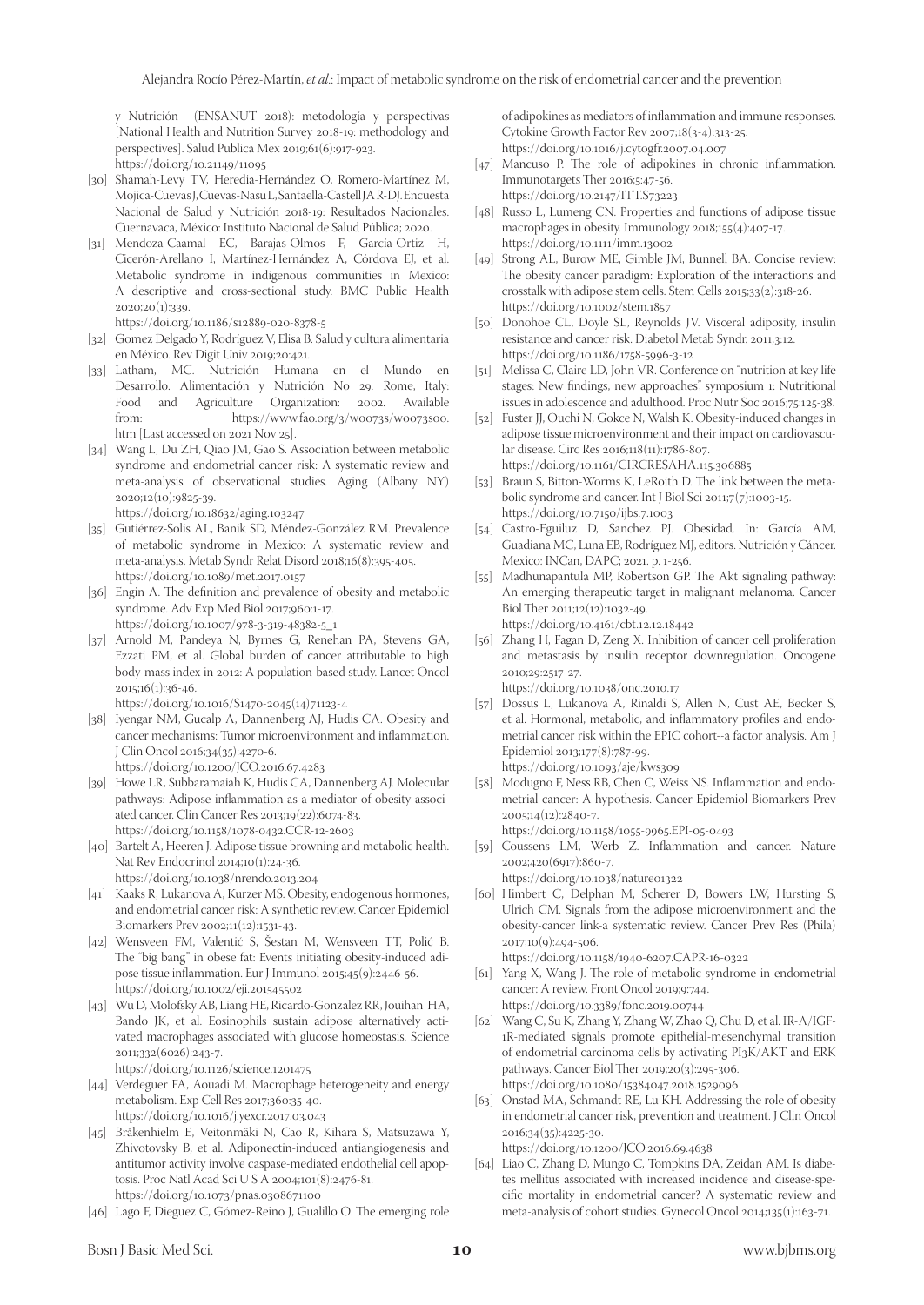y Nutrición (ENSANUT 2018): metodología y perspectivas [National Health and Nutrition Survey 2018-19: methodology and perspectives]. Salud Publica Mex 2019;61(6):917-923. https://doi.org/10.21149/11095

[30] Shamah-Levy TV, Heredia-Hernández O, Romero-Martínez M, Mojica-Cuevas J, Cuevas-Nasu L, Santaella-Castell JA R-DJ. Encuesta Nacional de Salud y Nutrición 2018-19: Resultados Nacionales. Cuernavaca, México: Instituto Nacional de Salud Pública; 2020.

[31] Mendoza-Caamal EC, Barajas-Olmos F, García-Ortiz H, Cicerón-Arellano I, Martínez-Hernández A, Córdova EJ, et al. Metabolic syndrome in indigenous communities in Mexico: A descriptive and cross-sectional study. BMC Public Health 2020;20(1):339. https://doi.org/10.1186/s12889-020-8378-5

[32] Gomez Delgado Y, Rodríguez V, Elisa B. Salud y cultura alimentaria en México. Rev Digit Univ 2019;20:421.

[33] Latham, MC. Nutrición Humana en el Mundo en Desarrollo. Alimentación y Nutrición No 29. Rome, Italy: Food and Agriculture Organization: 2002. Available from: https://www.fao.org/3/w0073s/w0073s00.htm [Last accessed on 2021 Nov 25].

[34] Wang L, Du ZH, Qiao JM, Gao S. Association between metabolic syndrome and endometrial cancer risk: A systematic review and meta-analysis of observational studies. Aging (Albany NY) 2020;12(10):9825-39. https://doi.org/10.18632/aging.103247

[35] Gutiérrez-Solis AL, Banik SD, Méndez-González RM. Prevalence of metabolic syndrome in Mexico: A systematic review and meta-analysis. Metab Syndr Relat Disord 2018;16(8):395-405. https://doi.org/10.1089/met.2017.0157

[36] Engin A. The definition and prevalence of obesity and metabolic syndrome. Adv Exp Med Biol 2017;960:1-17. https://doi.org/10.1007/978-3-319-48382-5_1

[37] Arnold M, Pandeya N, Byrnes G, Renehan PA, Stevens GA, Ezzati PM, et al. Global burden of cancer attributable to high body-mass index in 2012: A population-based study. Lancet Oncol 2015;16(1):36-46. https://doi.org/10.1016/S1470-2045(14)71123-4

[38] Iyengar NM, Gucalp A, Dannenberg AJ, Hudis CA. Obesity and cancer mechanisms: Tumor microenvironment and inflammation. J Clin Oncol 2016;34(35):4270-6. https://doi.org/10.1200/JCO.2016.67.4283

[39] Howe LR, Subbaramaiah K, Hudis CA, Dannenberg AJ. Molecular pathways: Adipose inflammation as a mediator of obesity-associated cancer. Clin Cancer Res 2013;19(22):6074-83. https://doi.org/10.1158/1078-0432.CCR-12-2603

[40] Bartelt A, Heeren J. Adipose tissue browning and metabolic health. Nat Rev Endocrinol 2014;10(1):24-36. https://doi.org/10.1038/nrendo.2013.204

[41] Kaaks R, Lukanova A, Kurzer MS. Obesity, endogenous hormones, and endometrial cancer risk: A synthetic review. Cancer Epidemiol Biomarkers Prev 2002;11(12):1531-43.

[42] Wensveen FM, Valentić S, Šestan M, Wensveen TT, Polić B. The "big bang" in obese fat: Events initiating obesity-induced adipose tissue inflammation. Eur J Immunol 2015;45(9):2446-56. https://doi.org/10.1002/eji.201545502

[43] Wu D, Molofsky AB, Liang HE, Ricardo-Gonzalez RR, Jouihan HA, Bando JK, et al. Eosinophils sustain adipose alternatively activated macrophages associated with glucose homeostasis. Science 2011;332(6026):243-7. https://doi.org/10.1126/science.1201475

[44] Verdeguer FA, Aouadi M. Macrophage heterogeneity and energy metabolism. Exp Cell Res 2017;360:35-40. https://doi.org/10.1016/j.yexcr.2017.03.043

[45] Bråkenhielm E, Veitonmäki N, Cao R, Kihara S, Matsuzawa Y, Zhivotovsky B, et al. Adiponectin-induced antiangiogenesis and antitumor activity involve caspase-mediated endothelial cell apoptosis. Proc Natl Acad Sci U S A 2004;101(8):2476-81. https://doi.org/10.1073/pnas.0308671100

[46] Lago F, Dieguez C, Gómez-Reino J, Gualillo O. The emerging role of adipokines as mediators of inflammation and immune responses. Cytokine Growth Factor Rev 2007;18(3-4):313-25. https://doi.org/10.1016/j.cytogfr.2007.04.007

[47] Mancuso P. The role of adipokines in chronic inflammation. Immunotargets Ther 2016;5:47-56. https://doi.org/10.2147/ITT.S73223

[48] Russo L, Lumeng CN. Properties and functions of adipose tissue macrophages in obesity. Immunology 2018;155(4):407-17. https://doi.org/10.1111/imm.13002

[49] Strong AL, Burow ME, Gimble JM, Bunnell BA. Concise review: The obesity cancer paradigm: Exploration of the interactions and crosstalk with adipose stem cells. Stem Cells 2015;33(2):318-26. https://doi.org/10.1002/stem.1857

[50] Donohoe CL, Doyle SL, Reynolds JV. Visceral adiposity, insulin resistance and cancer risk. Diabetol Metab Syndr. 2011;3:12. https://doi.org/10.1186/1758-5996-3-12

[51] Melissa C, Claire LD, John VR. Conference on "nutrition at key life stages: New findings, new approaches", symposium 1: Nutritional issues in adolescence and adulthood. Proc Nutr Soc 2016;75:125-38.

[52] Fuster JJ, Ouchi N, Gokce N, Walsh K. Obesity-induced changes in adipose tissue microenvironment and their impact on cardiovascular disease. Circ Res 2016;118(11):1786-807. https://doi.org/10.1161/CIRCRESAHA.115.306885

[53] Braun S, Bitton-Worms K, LeRoith D. The link between the metabolic syndrome and cancer. Int J Biol Sci 2011;7(7):1003-15. https://doi.org/10.7150/ijbs.7.1003

[54] Castro-Eguiluz D, Sanchez PJ. Obesidad. In: García AM, Guadiana MC, Luna EB, Rodríguez MJ, editors. Nutrición y Cáncer. Mexico: INCan, DAPC; 2021. p. 1-256.

[55] Madhunapantula MP, Robertson GP. The Akt signaling pathway: An emerging therapeutic target in malignant melanoma. Cancer Biol Ther 2011;12(12):1032-49. https://doi.org/10.4161/cbt.12.12.18442

[56] Zhang H, Fagan D, Zeng X. Inhibition of cancer cell proliferation and metastasis by insulin receptor downregulation. Oncogene 2010;29:2517-27. https://doi.org/10.1038/onc.2010.17

[57] Dossus L, Lukanova A, Rinaldi S, Allen N, Cust AE, Becker S, et al. Hormonal, metabolic, and inflammatory profiles and endometrial cancer risk within the EPIC cohort--a factor analysis. Am J Epidemiol 2013;177(8):787-99. https://doi.org/10.1093/aje/kws309

[58] Modugno F, Ness RB, Chen C, Weiss NS. Inflammation and endometrial cancer: A hypothesis. Cancer Epidemiol Biomarkers Prev 2005;14(12):2840-7. https://doi.org/10.1158/1055-9965.EPI-05-0493

[59] Coussens LM, Werb Z. Inflammation and cancer. Nature 2002;420(6917):860-7. https://doi.org/10.1038/nature01322

[60] Himbert C, Delphan M, Scherer D, Bowers LW, Hursting S, Ulrich CM. Signals from the adipose microenvironment and the obesity-cancer link-a systematic review. Cancer Prev Res (Phila) 2017;10(9):494-506. https://doi.org/10.1158/1940-6207.CAPR-16-0322

[61] Yang X, Wang J. The role of metabolic syndrome in endometrial cancer: A review. Front Oncol 2019;9:744. https://doi.org/10.3389/fonc.2019.00744

[62] Wang C, Su K, Zhang Y, Zhang W, Zhao Q, Chu D, et al. IR-A/IGF-1R-mediated signals promote epithelial-mesenchymal transition of endometrial carcinoma cells by activating PI3K/AKT and ERK pathways. Cancer Biol Ther 2019;20(3):295-306. https://doi.org/10.1080/15384047.2018.1529096

[63] Onstad MA, Schmandt RE, Lu KH. Addressing the role of obesity in endometrial cancer risk, prevention and treatment. J Clin Oncol 2016;34(35):4225-30. https://doi.org/10.1200/JCO.2016.69.4638

[64] Liao C, Zhang D, Mungo C, Tompkins DA, Zeidan AM. Is diabetes mellitus associated with increased incidence and disease-specific mortality in endometrial cancer? A systematic review and meta-analysis of cohort studies. Gynecol Oncol 2014;135(1):163-71.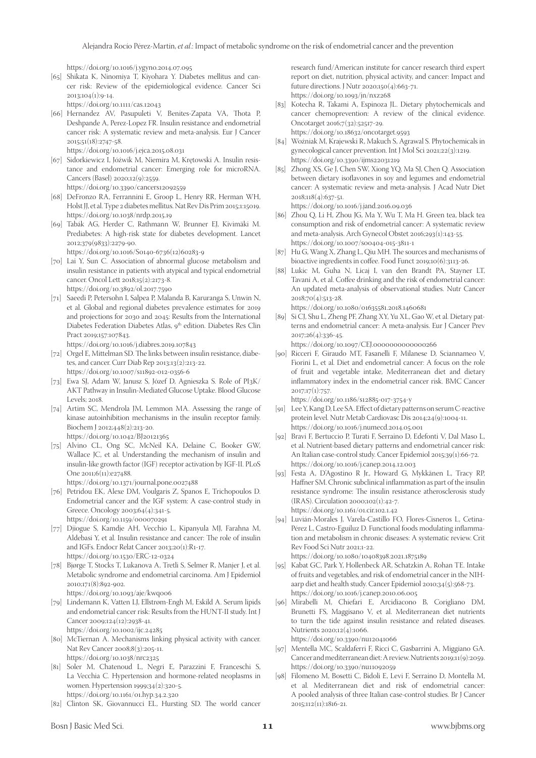https://doi.org/10.1016/j.ygyno.2014.07.095

[65] Shikata K, Ninomiya T, Kiyohara Y. Diabetes mellitus and cancer risk: Review of the epidemiological evidence. Cancer Sci 2013;104(1):9-14.
https://doi.org/10.1111/cas.12043

[66] Hernandez AV, Pasupuleti V, Benites-Zapata VA, Thota P, Deshpande A, Perez-Lopez FR. Insulin resistance and endometrial cancer risk: A systematic review and meta-analysis. Eur J Cancer 2015;51(18):2747-58.
https://doi.org/10.1016/j.ejca.2015.08.031

[67] Sidorkiewicz I, Jóźwik M, Niemira M, Krętowski A. Insulin resistance and endometrial cancer: Emerging role for microRNA. Cancers (Basel) 2020;12(9):2559.
https://doi.org/10.3390/cancers12092559

[68] DeFronzo RA, Ferrannini E, Groop L, Henry RR, Herman WH, Holst JJ, et al. Type 2 diabetes mellitus. Nat Rev Dis Prim 2015;1:15019.
https://doi.org/10.1038/nrdp.2015.19

[69] Tabák AG, Herder C, Rathmann W, Brunner EJ, Kivimäki M. Prediabetes: A high-risk state for diabetes development. Lancet 2012;379(9833):2279-90.
https://doi.org/10.1016/S0140-6736(12)60283-9

[70] Lai Y, Sun C. Association of abnormal glucose metabolism and insulin resistance in patients with atypical and typical endometrial cancer. Oncol Lett 2018;15(2):2173-8.
https://doi.org/10.3892/ol.2017.7590

[71] Saeedi P, Petersohn I, Salpea P, Malanda B, Karuranga S, Unwin N, et al. Global and regional diabetes prevalence estimates for 2019 and projections for 2030 and 2045: Results from the International Diabetes Federation Diabetes Atlas, 9th edition. Diabetes Res Clin Pract 2019;157:107843.
https://doi.org/10.1016/j.diabres.2019.107843

[72] Orgel E, Mittelman SD. The links between insulin resistance, diabetes, and cancer. Curr Diab Rep 2013;13(2):213-22.
https://doi.org/10.1007/s11892-012-0356-6

[73] Ewa SJ, Adam W, Janusz S, Józef D, Agnieszka S. Role of PI3K/AKT Pathway in Insulin-Mediated Glucose Uptake. Blood Glucose Levels; 2018.

[74] Artim SC, Mendrola JM, Lemmon MA. Assessing the range of kinase autoinhibition mechanisms in the insulin receptor family. Biochem J 2012;448(2):213-20.
https://doi.org/10.1042/BJ20121365

[75] Alvino CL, Ong SC, McNeil KA, Delaine C, Booker GW, Wallace JC, et al. Understanding the mechanism of insulin and insulin-like growth factor (IGF) receptor activation by IGF-II. PLoS One 2011;6(11):e27488.
https://doi.org/10.1371/journal.pone.0027488

[76] Petridou EK, Alexe DM, Voulgaris Z, Spanos E, Trichopoulos D. Endometrial cancer and the IGF system: A case-control study in Greece. Oncology 2003;64(4):341-5.
https://doi.org/10.1159/000070291

[77] Djiogue S, Kamdje AH, Vecchio L, Kipanyula MJ, Farahna M, Aldebasi Y, et al. Insulin resistance and cancer: The role of insulin and IGFs. Endocr Relat Cancer 2013;20(1):R1-17.
https://doi.org/10.1530/ERC-12-0324

[78] Bjørge T, Stocks T, Lukanova A, Tretli S, Selmer R, Manjer J, et al. Metabolic syndrome and endometrial carcinoma. Am J Epidemiol 2010;171(8):892-902.
https://doi.org/10.1093/aje/kwq006

[79] Lindemann K, Vatten LJ, Ellstrøm-Engh M, Eskild A. Serum lipids and endometrial cancer risk: Results from the HUNT-II study. Int J Cancer 2009;124(12):2938-41.
https://doi.org/10.1002/ijc.24285

[80] McTiernan A. Mechanisms linking physical activity with cancer. Nat Rev Cancer 2008;8(3):205-11.
https://doi.org/10.1038/nrc2325

[81] Soler M, Chatenoud L, Negri E, Parazzini F, Franceschi S, La Vecchia C. Hypertension and hormone-related neoplasms in women. Hypertension 1999;34(2):320-5.
https://doi.org/10.1161/01.hyp.34.2.320

[82] Clinton SK, Giovannucci EL, Hursting SD. The world cancer research fund/American institute for cancer research third expert report on diet, nutrition, physical activity, and cancer: Impact and future directions. J Nutr 2020;150(4):663-71.
https://doi.org/10.1093/jn/nxz268

[83] Kotecha R, Takami A, Espinoza JL. Dietary phytochemicals and cancer chemoprevention: A review of the clinical evidence. Oncotarget 2016;7(32):52517-29.
https://doi.org/10.18632/oncotarget.9593

[84] Woźniak M, Krajewski R, Makuch S, Agrawal S. Phytochemicals in gynecological cancer prevention. Int J Mol Sci 2021;22(3):1219.
https://doi.org/10.3390/ijms22031219

[85] Zhong XS, Ge J, Chen SW, Xiong YQ, Ma SJ, Chen Q. Association between dietary isoflavones in soy and legumes and endometrial cancer: A systematic review and meta-analysis. J Acad Nutr Diet 2018;118(4):637-51.
https://doi.org/10.1016/j.jand.2016.09.036

[86] Zhou Q, Li H, Zhou JG, Ma Y, Wu T, Ma H. Green tea, black tea consumption and risk of endometrial cancer: A systematic review and meta-analysis. Arch Gynecol Obstet 2016;293(1):143-55.
https://doi.org/10.1007/s00404-015-3811-1

[87] Hu G, Wang X, Zhang L, Qiu MH. The sources and mechanisms of bioactive ingredients in coffee. Food Funct 2019;10(6):3113-26.

[88] Lukic M, Guha N, Licaj I, van den Brandt PA, Stayner LT, Tavani A, et al. Coffee drinking and the risk of endometrial cancer: An updated meta-analysis of observational studies. Nutr Cancer 2018;70(4):513-28.
https://doi.org/10.1080/01635581.2018.1460681

[89] Si CJ, Shu L, Zheng PF, Zhang XY, Yu XL, Gao W, et al. Dietary patterns and endometrial cancer: A meta-analysis. Eur J Cancer Prev 2017;26(4):336-45.
https://doi.org/10.1097/CEJ.0000000000000266

[90] Ricceri F, Giraudo MT, Fasanelli F, Milanese D, Sciannameo V, Fiorini L, et al. Diet and endometrial cancer: A focus on the role of fruit and vegetable intake, Mediterranean diet and dietary inflammatory index in the endometrial cancer risk. BMC Cancer 2017;17(1):757.
https://doi.org/10.1186/s12885-017-3754-y

[91] Lee Y, Kang D, Lee SA. Effect of dietary patterns on serum C-reactive protein level. Nutr Metab Cardiovasc Dis 2014;24(9):1004-11.
https://doi.org/10.1016/j.numecd.2014.05.001

[92] Bravi F, Bertuccio P, Turati F, Serraino D, Edefonti V, Dal Maso L, et al. Nutrient-based dietary patterns and endometrial cancer risk: An Italian case-control study. Cancer Epidemiol 2015;39(1):66-72.
https://doi.org/10.1016/j.canep.2014.12.003

[93] Festa A, D'Agostino R Jr., Howard G, Mykkänen L, Tracy RP, Haffner SM. Chronic subclinical inflammation as part of the insulin resistance syndrome: The insulin resistance atherosclerosis study (IRAS). Circulation 2000;102(1):42-7.
https://doi.org/10.1161/01.cir.102.1.42

[94] Luvián-Morales J, Varela-Castillo FO, Flores-Cisneros L, Cetina-Pérez L, Castro-Eguiluz D. Functional foods modulating inflammation and metabolism in chronic diseases: A systematic review. Crit Rev Food Sci Nutr 2021;1-22.
https://doi.org/10.1080/10408398.2021.1875189

[95] Kabat GC, Park Y, Hollenbeck AR, Schatzkin A, Rohan TE. Intake of fruits and vegetables, and risk of endometrial cancer in the NIH-aarp diet and health study. Cancer Epidemiol 2010;34(5):568-73.
https://doi.org/10.1016/j.canep.2010.06.005

[96] Mirabelli M, Chiefari E, Arcidiacono B, Corigliano DM, Brunetti FS, Maggisano V, et al. Mediterranean diet nutrients to turn the tide against insulin resistance and related diseases. Nutrients 2020;12(4):1066.
https://doi.org/10.3390/nu12041066

[97] Mentella MC, Scaldaferri F, Ricci C, Gasbarrini A, Miggiano GA. Cancer and mediterranean diet: A review. Nutrients 2019;11(9):2059.
https://doi.org/10.3390/nu11092059

[98] Filomeno M, Bosetti C, Bidoli E, Levi F, Serraino D, Montella M, et al. Mediterranean diet and risk of endometrial cancer: A pooled analysis of three Italian case-control studies. Br J Cancer 2015;112(11):1816-21.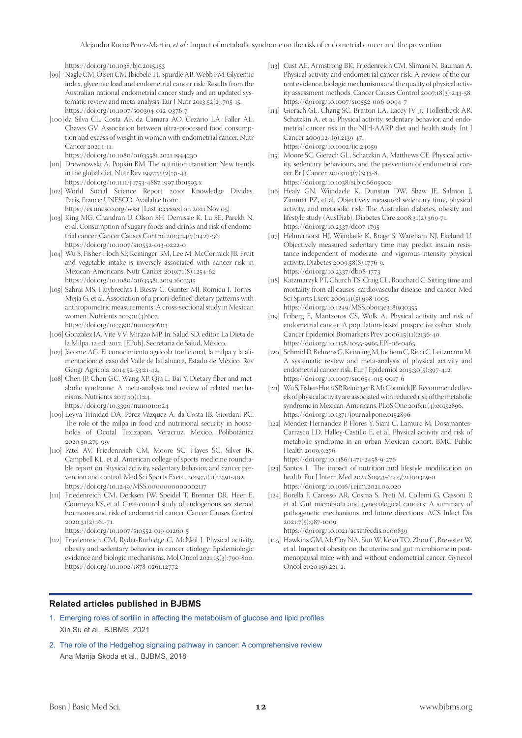https://doi.org/10.1038/bjc.2015.153

[99] Nagle CM, Olsen CM, Ibiebele TI, Spurdle AB, Webb PM. Glycemic index, glycemic load and endometrial cancer risk: Results from the Australian national endometrial cancer study and an updated systematic review and meta-analysis. Eur J Nutr 2013;52(2):705-15. https://doi.org/10.1007/s00394-012-0376-7

[100] da Silva CL, Costa AF, da Camara AO, Cezário LA, Faller AL, Chaves GV. Association between ultra-processed food consumption and excess of weight in women with endometrial cancer. Nutr Cancer 2021;1-11. https://doi.org/10.1080/01635581.2021.1944230

[101] Drewnowski A, Popkin BM. The nutrition transition: New trends in the global diet. Nutr Rev 1997;55(2):31-43. https://doi.org/10.1111/j.1753-4887.1997.tb01593.x

[102] World Social Science Report 2010: Knowledge Divides. Paris, France: UNESCO. Available from: https://es.unesco.org/wssr [Last accessed on 2021 Nov 05].

[103] King MG, Chandran U, Olson SH, Demissie K, Lu SE, Parekh N, et al. Consumption of sugary foods and drinks and risk of endometrial cancer. Cancer Causes Control 2013;24(7):1427-36. https://doi.org/10.1007/s10552-013-0222-0

[104] Wu S, Fisher-Hoch SP, Reininger BM, Lee M, McCormick JB. Fruit and vegetable intake is inversely associated with cancer risk in Mexican-Americans. Nutr Cancer 2019;71(8):1254-62. https://doi.org/10.1080/01635581.2019.1603315

[105] Sahrai MS, Huybrechts I, Biessy C, Gunter MJ, Romieu I, Torres-Mejia G, et al. Association of a priori-defined dietary patterns with anthropometric measurements: A cross-sectional study in Mexican women. Nutrients 2019;11(3):603. https://doi.org/10.3390/nu11030603

[106] Gonzalez JA, Vite VV, Mirazo MP. In: Salud SD, editor. La Dieta de la Milpa. 1a ed; 2017. [EPub], Secretaria de Salud, México.

[107] Jácome AG. El conocimiento agrícola tradicional, la milpa y la alimentación: el caso del Valle de Ixtlahuaca, Estado de México. Rev Geogr Agrícola. 2014;52-53:21-42.

[108] Chen JP, Chen GC, Wang XP, Qin L, Bai Y. Dietary fiber and metabolic syndrome: A meta-analysis and review of related mechanisms. Nutrients 2017;10(1):24. https://doi.org/10.3390/nu10010024

[109] Leyva-Trinidad DA, Pérez-Vázquez A, da Costa IB, Giordani RC. The role of the milpa in food and nutritional security in households of Ocotal Texizapan, Veracruz, Mexico. Polibotánica 2020;50:279-99.

[110] Patel AV, Friedenreich CM, Moore SC, Hayes SC, Silver JK, Campbell KL, et al. American college of sports medicine roundtable report on physical activity, sedentary behavior, and cancer prevention and control. Med Sci Sports Exerc. 2019;51(11):2391-402. https://doi.org/10.1249/MSS.0000000000002117

[111] Friedenreich CM, Derksen JW, Speidel T, Brenner DR, Heer E, Courneya KS, et al. Case-control study of endogenous sex steroid hormones and risk of endometrial cancer. Cancer Causes Control 2020;31(2):161-71. https://doi.org/10.1007/s10552-019-01260-5

[112] Friedenreich CM, Ryder-Burbidge C, McNeil J. Physical activity, obesity and sedentary behavior in cancer etiology: Epidemiologic evidence and biologic mechanisms. Mol Oncol 2021;15(3):790-800. https://doi.org/10.1002/1878-0261.12772

[113] Cust AE, Armstrong BK, Friedenreich CM, Slimani N, Bauman A. Physical activity and endometrial cancer risk: A review of the current evidence, biologic mechanisms and the quality of physical activity assessment methods. Cancer Causes Control 2007;18(3):243-58. https://doi.org/10.1007/s10552-006-0094-7

[114] Gierach GL, Chang SC, Brinton LA, Lacey JV Jr., Hollenbeck AR, Schatzkin A, et al. Physical activity, sedentary behavior, and endometrial cancer risk in the NIH-AARP diet and health study. Int J Cancer 2009;124(9):2139-47. https://doi.org/10.1002/ijc.24059

[115] Moore SC, Gierach GL, Schatzkin A, Matthews CE. Physical activity, sedentary behaviours, and the prevention of endometrial cancer. Br J Cancer 2010;103(7):933-8. https://doi.org/10.1038/sj.bjc.6605902

[116] Healy GN, Wijndaele K, Dunstan DW, Shaw JE, Salmon J, Zimmet PZ, et al. Objectively measured sedentary time, physical activity, and metabolic risk: The Australian diabetes, obesity and lifestyle study (AusDiab). Diabetes Care 2008;31(2):369-71. https://doi.org/10.2337/dc07-1795

[117] Helmerhorst HJ, Wijndaele K, Brage S, Wareham NJ, Ekelund U. Objectively measured sedentary time may predict insulin resistance independent of moderate- and vigorous-intensity physical activity. Diabetes 2009;58(8):1776-9. https://doi.org/10.2337/db08-1773

[118] Katzmarzyk PT, Church TS, Craig CL, Bouchard C. Sitting time and mortality from all causes, cardiovascular disease, and cancer. Med Sci Sports Exerc 2009;41(5):998-1005. https://doi.org/10.1249/MSS.0b013e3181930355

[119] Friberg E, Mantzoros CS, Wolk A. Physical activity and risk of endometrial cancer: A population-based prospective cohort study. Cancer Epidemiol Biomarkers Prev 2006;15(11):2136-40. https://doi.org/10.1158/1055-9965.EPI-06-0465

[120] Schmid D, Behrens G, Keimling M, Jochem C, Ricci C, Leitzmann M. A systematic review and meta-analysis of physical activity and endometrial cancer risk. Eur J Epidemiol 2015;30(5):397-412. https://doi.org/10.1007/s10654-015-0017-6

[121] Wu S, Fisher-Hoch SP, Reininger B, McCormick JB. Recommended levels of physical activity are associated with reduced risk of the metabolic syndrome in Mexican-Americans. PLoS One 2016;11(4):e0152896. https://doi.org/10.1371/journal.pone.0152896

[122] Méndez-Hernández P, Flores Y, Siani C, Lamure M, Dosamantes-Carrasco LD, Halley-Castillo E, et al. Physical activity and risk of metabolic syndrome in an urban Mexican cohort. BMC Public Health 2009;9:276. https://doi.org/10.1186/1471-2458-9-276

[123] Santos L. The impact of nutrition and lifestyle modification on health. Eur J Intern Med 2021;S0953-6205(21)00329-0. https://doi.org/10.1016/j.ejim.2021.09.020

[124] Borella F, Carosso AR, Cosma S, Preti M, Collemi G, Cassoni P, et al. Gut microbiota and gynecological cancers: A summary of pathogenetic mechanisms and future directions. ACS Infect Dis 2021;7(5):987-1009. https://doi.org/10.1021/acsinfecdis.0c00839

[125] Hawkins GM, McCoy NA, Sun W, Keku TO, Zhou C, Brewster W, et al. Impact of obesity on the uterine and gut microbiome in postmenopausal mice with and without endometrial cancer. Gynecol Oncol 2020;159:221-2.

## Related articles published in BJBMS

1. Emerging roles of sortilin in affecting the metabolism of glucose and lipid profiles
   Xin Su et al., BJBMS, 2021
2. The role of the Hedgehog signaling pathway in cancer: A comprehensive review
   Ana Marija Skoda et al., BJBMS, 2018